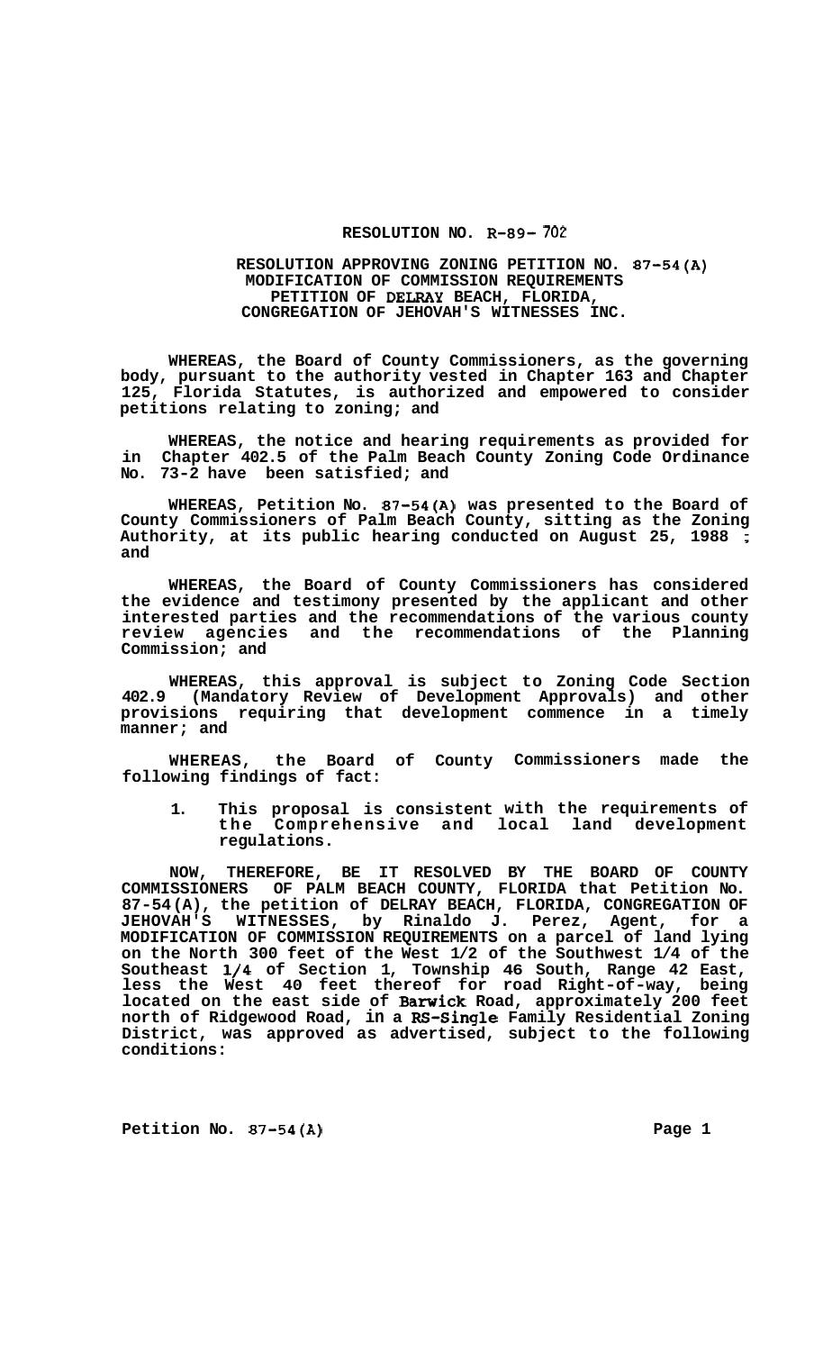# RESOLUTION NO. R-89- 702

## RESOLUTION APPROVING ZONING PETITION NO. 87-54(A) MODIFICATION OF COMMISSION REQUIREMENTS PETITION OF DELRAY BEACH, FLORIDA, CONGREGATION OF JEHOVAH'S WITNESSES INC.

**WHEREAS, the Board of County Commissioners, as the governing body, pursuant to the authority vested in Chapter 163 and Chapter 125, Florida Statutes, is authorized and empowered to consider petitions relating to zoning; and**

**WHEREAS, the notice and hearing requirements as provided for in Chapter 402.5 of the Palm Beach County Zoning Code Ordinance No. 73-2 have been satisfied; and**

**WHEREAS, Petition No. 87-54(A) was presented to the Board of County Commissioners of Palm Beach County, sitting as the Zoning Authority, at its public hearing conducted on August 25, 1988 ; and**

**WHEREAS, the Board of County Commissioners has considered the evidence and testimony presented by the applicant and other interested parties and the recommendations of the various county review agencies and the recommendations of the Planning Commission; and**

**WHEREAS, this approval is subject to Zoning Code Section 402.9 (Mandatory Review of Development Approvals) and other provisions requiring that development commence in a timely manner; and**

**WHEREAS, the Board of County Commissioners made the following findings of fact:**

1. **This proposal is consistent with the requirements of the Comprehensive and local land development regulations.**

**NOW, THEREFORE, BE IT RESOLVED BY THE BOARD OF COUNTY COMMISSIONERS OF PALM BEACH COUNTY, FLORIDA that Petition No. 87-54(A), the petition of DELRAY BEACH, FLORIDA, CONGREGATION OF JEHOVAH'S WITNESSES, by Rinaldo J. Perez, Agent, for a MODIFICATION OF COMMISSION REQUIREMENTS on a parcel of land lying on the North 300 feet of the West 1/2 of the Southwest 1/4 of the Southeast 1/4 of Section 1, Township 46 South, Range 42 East, less the West 40 feet thereof for road Right-of-way, being located on the east side of Barwick Road, approximately 200 feet north of Ridgewood Road, in a RS-Single Family Residential Zoning District, was approved as advertised, subject to the following conditions:**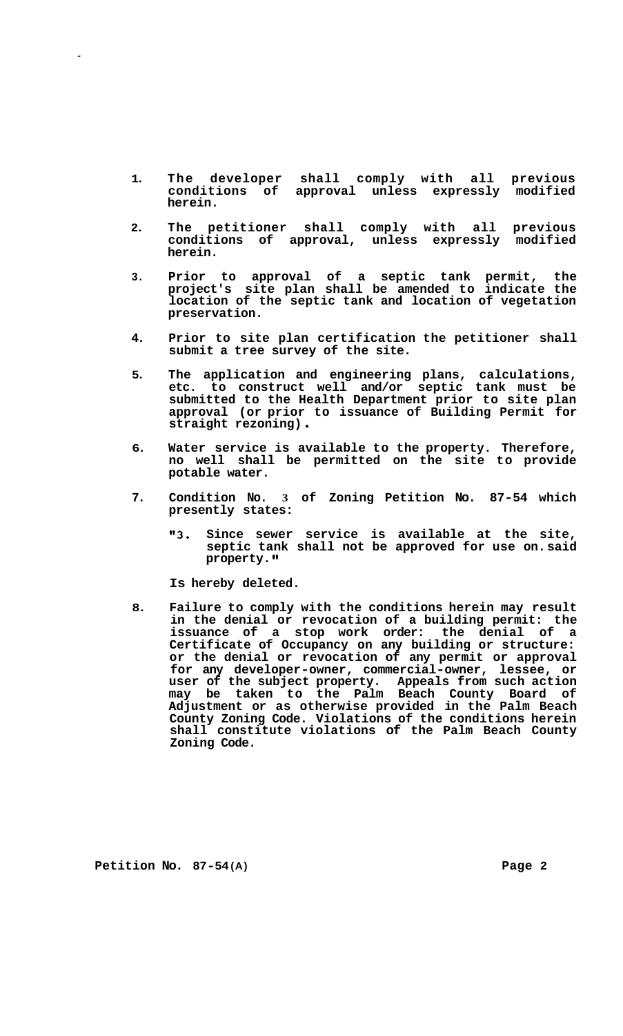1. The developer shall comply with all previous conditions of approval unless expressly modified herein.

2. The petitioner shall comply with all previous conditions of approval, unless expressly modified herein.

3. Prior to approval of a septic tank permit, the project's site plan shall be amended to indicate the location of the septic tank and location of vegetation preservation.

4. Prior to site plan certification the petitioner shall submit a tree survey of the site.

5. The application and engineering plans, calculations, etc. to construct well and/or septic tank must be submitted to the Health Department prior to site plan approval (or prior to issuance of Building Permit for straight rezoning).

6. Water service is available to the property. Therefore, no well shall be permitted on the site to provide potable water.

7. Condition No. 3 of Zoning Petition No. 87-54 which presently states:

   "3. Since sewer service is available at the site, septic tank shall not be approved for use on said property."

   Is hereby deleted.

8. Failure to comply with the conditions herein may result in the denial or revocation of a building permit: the issuance of a stop work order: the denial of a Certificate of Occupancy on any building or structure: or the denial or revocation of any permit or approval for any developer-owner, commercial-owner, lessee, or user of the subject property. Appeals from such action may be taken to the Palm Beach County Board of Adjustment or as otherwise provided in the Palm Beach County Zoning Code. Violations of the conditions herein shall constitute violations of the Palm Beach County Zoning Code.

**Petition No. 87-54(A)**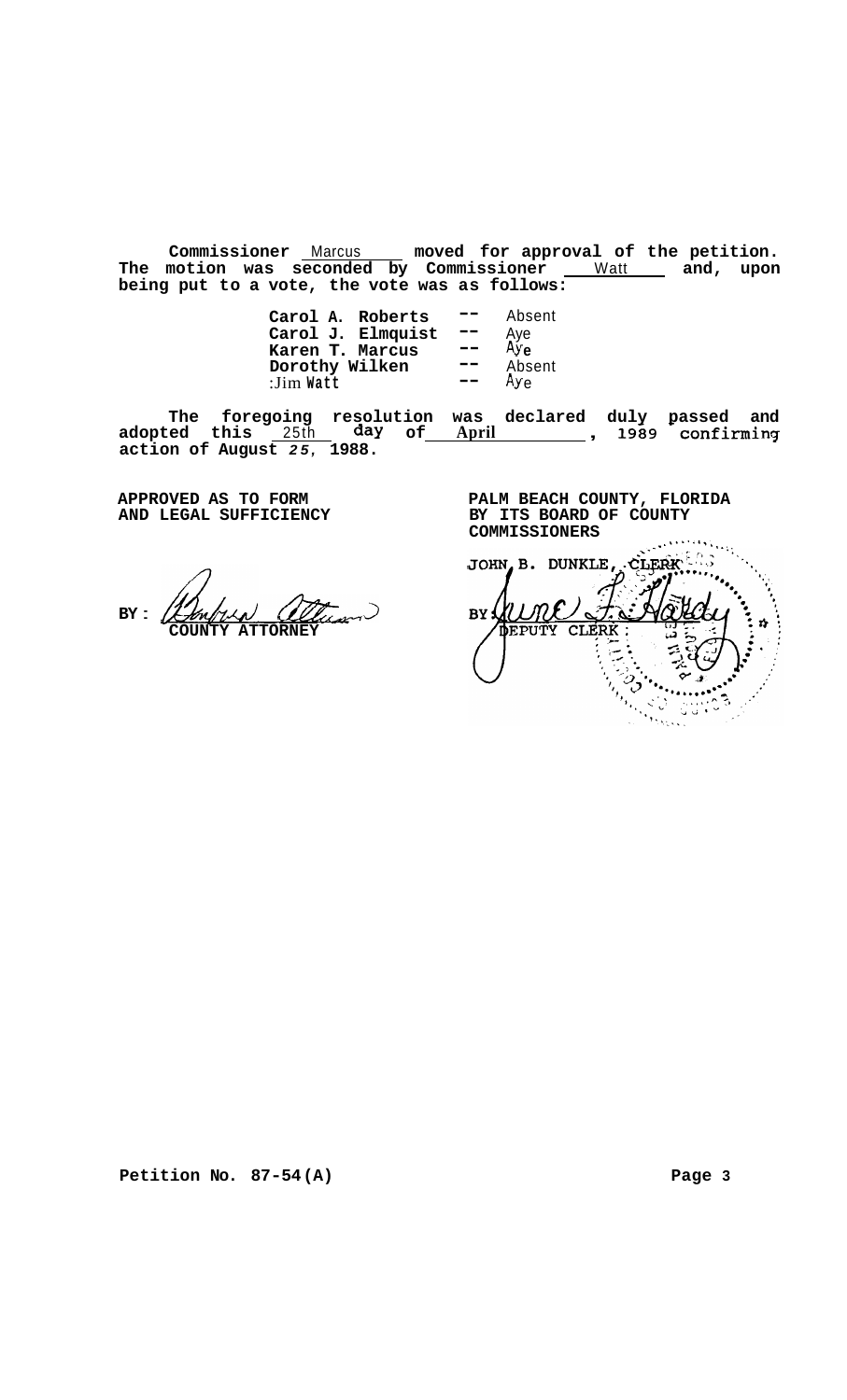Commissioner Marcus moved for approval of the petition. The motion was seconded by Commissioner Watt and, upon being put to a vote, the vote was as follows:

| | | |
|---|---|---|
| Carol A. Roberts | -- | Absent |
| Carol J. Elmquist | -- | Aye |
| Karen T. Marcus | -- | Aye |
| Dorothy Wilken | -- | Absent |
| Jim Watt | -- | Aye |

The foregoing resolution was declared duly passed and adopted this 25th day of April, 1989 confirming action of August 25, 1988.

APPROVED AS TO FORM AND LEGAL SUFFICIENCY

BY: COUNTY ATTORNEY

PALM BEACH COUNTY, FLORIDA BY ITS BOARD OF COUNTY COMMISSIONERS

JOHN B. DUNKLE, CLERK

BY: DEPUTY CLERK

Petition No. 87-54(A)